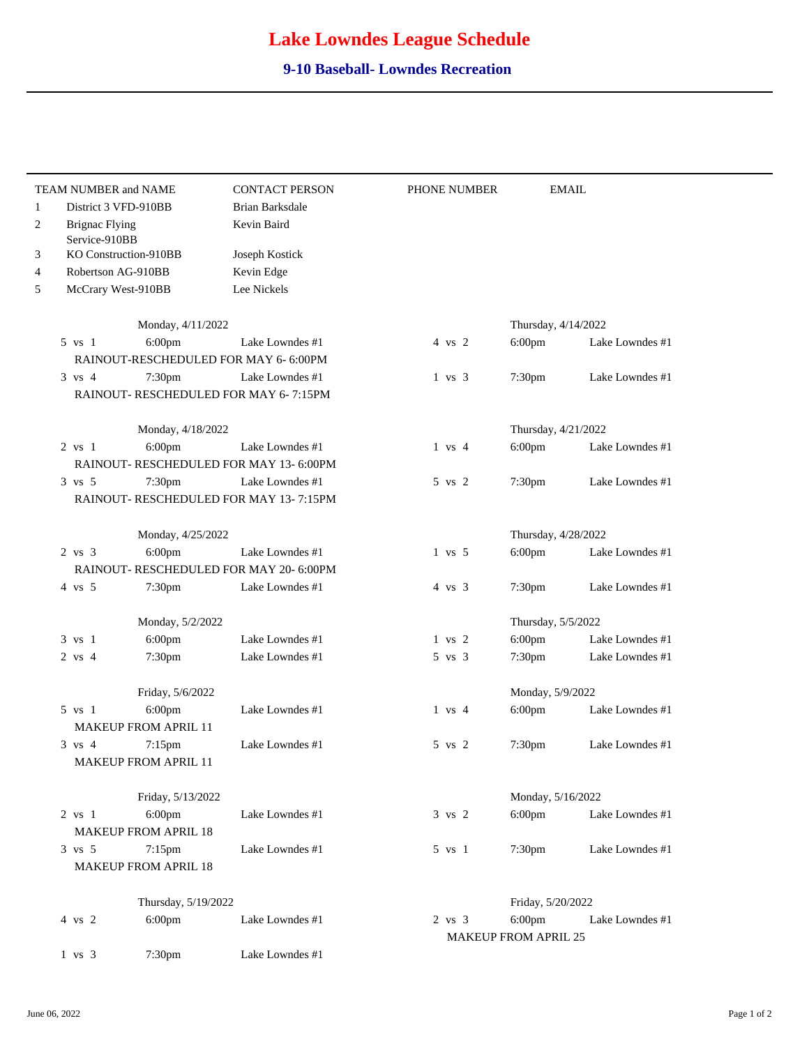# Lake Lowndes League Schedule

## 9-10 Baseball- Lowndes Recreation

| TEAM NUMBER and NAME | | CONTACT PERSON | PHONE NUMBER | EMAIL |
|---|---|---|---|---|
| 1 | District 3 VFD-910BB | Brian Barksdale | | |
| 2 | Brignac Flying Service-910BB | Kevin Baird | | |
| 3 | KO Construction-910BB | Joseph Kostick | | |
| 4 | Robertson AG-910BB | Kevin Edge | | |
| 5 | McCrary West-910BB | Lee Nickels | | |

**Monday, 4/11/2022**

| Game | Time | Location |
|---|---|---|
| 5 vs 1 | 6:00pm | Lake Lowndes #1 |

RAINOUT-RESCHEDULED FOR MAY 6- 6:00PM

| Game | Time | Location |
|---|---|---|
| 3 vs 4 | 7:30pm | Lake Lowndes #1 |

RAINOUT- RESCHEDULED FOR MAY 6- 7:15PM

**Thursday, 4/14/2022**

| Game | Time | Location |
|---|---|---|
| 4 vs 2 | 6:00pm | Lake Lowndes #1 |
| 1 vs 3 | 7:30pm | Lake Lowndes #1 |

**Monday, 4/18/2022**

| Game | Time | Location |
|---|---|---|
| 2 vs 1 | 6:00pm | Lake Lowndes #1 |

RAINOUT- RESCHEDULED FOR MAY 13- 6:00PM

| Game | Time | Location |
|---|---|---|
| 3 vs 5 | 7:30pm | Lake Lowndes #1 |

RAINOUT- RESCHEDULED FOR MAY 13- 7:15PM

**Thursday, 4/21/2022**

| Game | Time | Location |
|---|---|---|
| 1 vs 4 | 6:00pm | Lake Lowndes #1 |
| 5 vs 2 | 7:30pm | Lake Lowndes #1 |

**Monday, 4/25/2022**

| Game | Time | Location |
|---|---|---|
| 2 vs 3 | 6:00pm | Lake Lowndes #1 |

RAINOUT- RESCHEDULED FOR MAY 20- 6:00PM

| Game | Time | Location |
|---|---|---|
| 4 vs 5 | 7:30pm | Lake Lowndes #1 |

**Thursday, 4/28/2022**

| Game | Time | Location |
|---|---|---|
| 1 vs 5 | 6:00pm | Lake Lowndes #1 |
| 4 vs 3 | 7:30pm | Lake Lowndes #1 |

**Monday, 5/2/2022**

| Game | Time | Location |
|---|---|---|
| 3 vs 1 | 6:00pm | Lake Lowndes #1 |
| 2 vs 4 | 7:30pm | Lake Lowndes #1 |

**Thursday, 5/5/2022**

| Game | Time | Location |
|---|---|---|
| 1 vs 2 | 6:00pm | Lake Lowndes #1 |
| 5 vs 3 | 7:30pm | Lake Lowndes #1 |

**Friday, 5/6/2022**

| Game | Time | Location |
|---|---|---|
| 5 vs 1 | 6:00pm | Lake Lowndes #1 |

MAKEUP FROM APRIL 11

| Game | Time | Location |
|---|---|---|
| 3 vs 4 | 7:15pm | Lake Lowndes #1 |

MAKEUP FROM APRIL 11

**Monday, 5/9/2022**

| Game | Time | Location |
|---|---|---|
| 1 vs 4 | 6:00pm | Lake Lowndes #1 |
| 5 vs 2 | 7:30pm | Lake Lowndes #1 |

**Friday, 5/13/2022**

| Game | Time | Location |
|---|---|---|
| 2 vs 1 | 6:00pm | Lake Lowndes #1 |

MAKEUP FROM APRIL 18

| Game | Time | Location |
|---|---|---|
| 3 vs 5 | 7:15pm | Lake Lowndes #1 |

MAKEUP FROM APRIL 18

**Monday, 5/16/2022**

| Game | Time | Location |
|---|---|---|
| 3 vs 2 | 6:00pm | Lake Lowndes #1 |
| 5 vs 1 | 7:30pm | Lake Lowndes #1 |

**Thursday, 5/19/2022**

| Game | Time | Location |
|---|---|---|
| 4 vs 2 | 6:00pm | Lake Lowndes #1 |
| 1 vs 3 | 7:30pm | Lake Lowndes #1 |

**Friday, 5/20/2022**

| Game | Time | Location |
|---|---|---|
| 2 vs 3 | 6:00pm | Lake Lowndes #1 |

MAKEUP FROM APRIL 25

June 06, 2022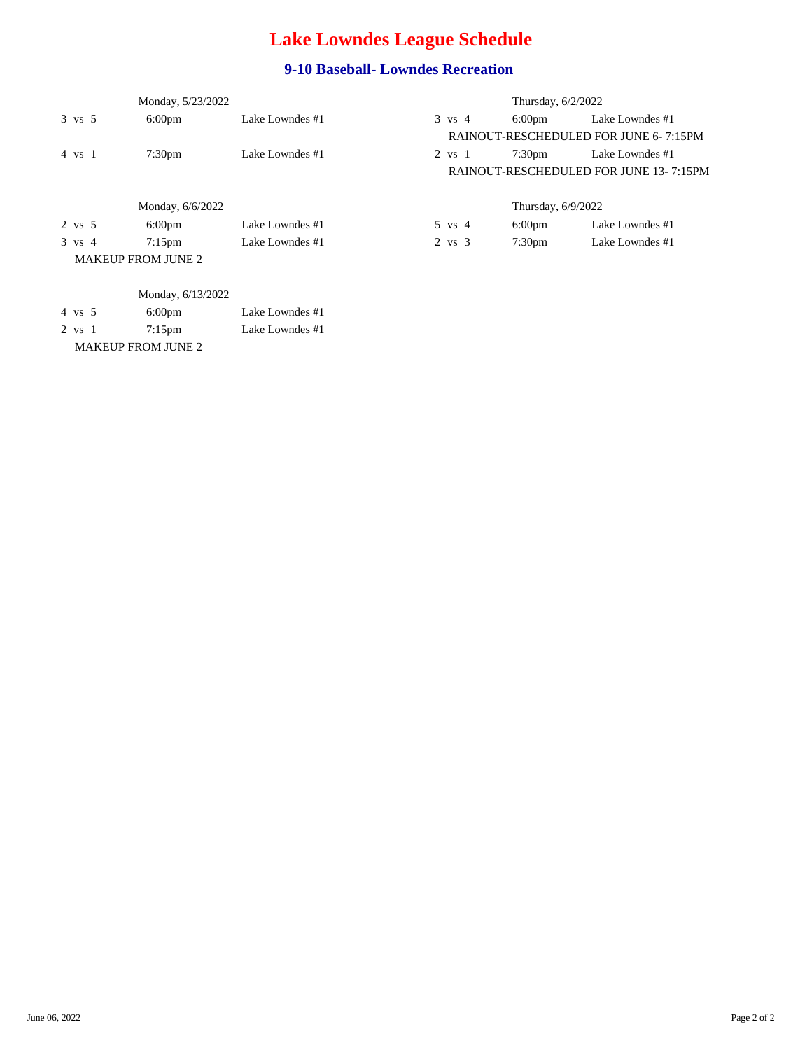# Lake Lowndes League Schedule

## 9-10 Baseball- Lowndes Recreation

**Monday, 5/23/2022**

| | | |
|---|---|---|
| 3 vs 5 | 6:00pm | Lake Lowndes #1 |
| 4 vs 1 | 7:30pm | Lake Lowndes #1 |

**Thursday, 6/2/2022**

| | | |
|---|---|---|
| 3 vs 4 | 6:00pm | Lake Lowndes #1 |
| RAINOUT-RESCHEDULED FOR JUNE 6- 7:15PM | | |
| 2 vs 1 | 7:30pm | Lake Lowndes #1 |
| RAINOUT-RESCHEDULED FOR JUNE 13- 7:15PM | | |

**Monday, 6/6/2022**

| | | |
|---|---|---|
| 2 vs 5 | 6:00pm | Lake Lowndes #1 |
| 3 vs 4 | 7:15pm | Lake Lowndes #1 |
| MAKEUP FROM JUNE 2 | | |

**Thursday, 6/9/2022**

| | | |
|---|---|---|
| 5 vs 4 | 6:00pm | Lake Lowndes #1 |
| 2 vs 3 | 7:30pm | Lake Lowndes #1 |

**Monday, 6/13/2022**

| | | |
|---|---|---|
| 4 vs 5 | 6:00pm | Lake Lowndes #1 |
| 2 vs 1 | 7:15pm | Lake Lowndes #1 |
| MAKEUP FROM JUNE 2 | | |

June 06, 2022